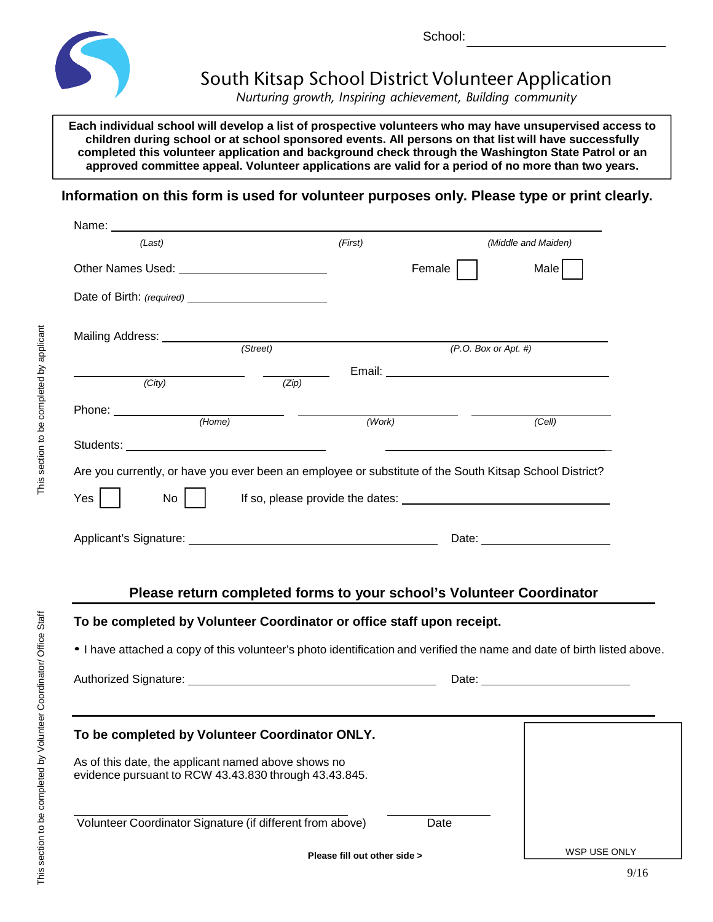School: ______________________

# South Kitsap School District Volunteer Application

*Nurturing growth, Inspiring achievement, Building community*

**Each individual school will develop a list of prospective volunteers who may have unsupervised access to children during school or at school sponsored events. All persons on that list will have successfully completed this volunteer application and background check through the Washington State Patrol or an approved committee appeal. Volunteer applications are valid for a period of no more than two years.**

**Information on this form is used for volunteer purposes only. Please type or print clearly.**

*This section to be completed by applicant*

Name: ______________________________________________
*(Last)* *(First)* *(Middle and Maiden)*

Other Names Used: ______________________ Female ☐ Male ☐

Date of Birth: *(required)* ______________________

Mailing Address: ______________________________________________
*(Street)* *(P.O. Box or Apt. #)*

______________________ ____________ Email: ______________________
*(City)* *(Zip)*

Phone: ______________________ ______________________ ______________________
*(Home)* *(Work)* *(Cell)*

Students: ______________________ ______________________

Are you currently, or have you ever been an employee or substitute of the South Kitsap School District?

Yes ☐ No ☐ If so, please provide the dates: ______________________

Applicant's Signature: ______________________ Date: ______________

**Please return completed forms to your school's Volunteer Coordinator**

*This section to be completed by Volunteer Coordinator/ Office Staff*

**To be completed by Volunteer Coordinator or office staff upon receipt.**

- I have attached a copy of this volunteer's photo identification and verified the name and date of birth listed above.

Authorized Signature: ______________________ Date: ______________

**To be completed by Volunteer Coordinator ONLY.**

As of this date, the applicant named above shows no evidence pursuant to RCW 43.43.830 through 43.43.845.

______________________ ______________
Volunteer Coordinator Signature (if different from above) Date

WSP USE ONLY

**Please fill out other side >**

9/16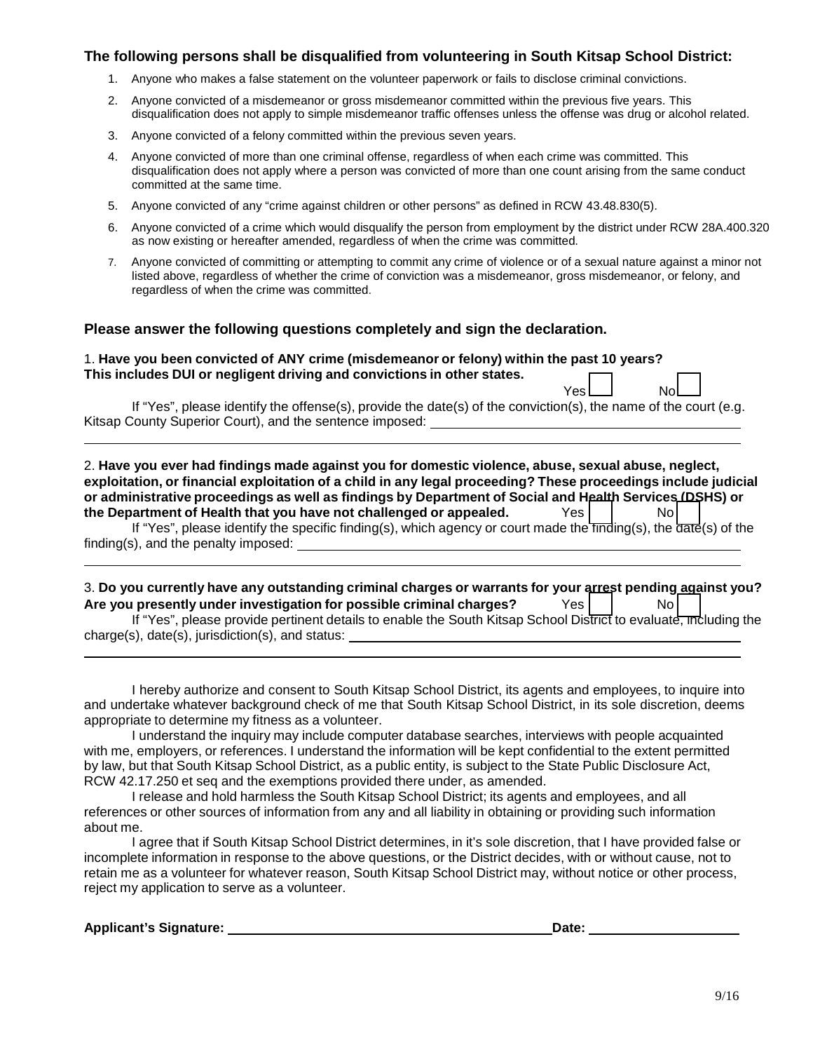**The following persons shall be disqualified from volunteering in South Kitsap School District:**

1. Anyone who makes a false statement on the volunteer paperwork or fails to disclose criminal convictions.
2. Anyone convicted of a misdemeanor or gross misdemeanor committed within the previous five years. This disqualification does not apply to simple misdemeanor traffic offenses unless the offense was drug or alcohol related.
3. Anyone convicted of a felony committed within the previous seven years.
4. Anyone convicted of more than one criminal offense, regardless of when each crime was committed. This disqualification does not apply where a person was convicted of more than one count arising from the same conduct committed at the same time.
5. Anyone convicted of any "crime against children or other persons" as defined in RCW 43.48.830(5).
6. Anyone convicted of a crime which would disqualify the person from employment by the district under RCW 28A.400.320 as now existing or hereafter amended, regardless of when the crime was committed.
7. Anyone convicted of committing or attempting to commit any crime of violence or of a sexual nature against a minor not listed above, regardless of whether the crime of conviction was a misdemeanor, gross misdemeanor, or felony, and regardless of when the crime was committed.

**Please answer the following questions completely and sign the declaration.**

1. **Have you been convicted of ANY crime (misdemeanor or felony) within the past 10 years? This includes DUI or negligent driving and convictions in other states.**

Yes ☐ No ☐

If "Yes", please identify the offense(s), provide the date(s) of the conviction(s), the name of the court (e.g. Kitsap County Superior Court), and the sentence imposed: \_\_\_\_\_\_\_\_\_\_\_\_\_\_\_\_\_\_\_\_\_\_\_\_\_\_\_\_\_\_\_\_\_\_\_\_\_\_\_\_

\_\_\_\_\_\_\_\_\_\_\_\_\_\_\_\_\_\_\_\_\_\_\_\_\_\_\_\_\_\_\_\_\_\_\_\_\_\_\_\_\_\_\_\_\_\_\_\_\_\_\_\_\_\_\_\_\_\_\_\_\_\_\_\_\_\_\_\_\_\_\_\_\_\_\_\_\_\_

2. **Have you ever had findings made against you for domestic violence, abuse, sexual abuse, neglect, exploitation, or financial exploitation of a child in any legal proceeding? These proceedings include judicial or administrative proceedings as well as findings by Department of Social and Health Services (DSHS) or the Department of Health that you have not challenged or appealed.** Yes ☐ No ☐

If "Yes", please identify the specific finding(s), which agency or court made the finding(s), the date(s) of the finding(s), and the penalty imposed: \_\_\_\_\_\_\_\_\_\_\_\_\_\_\_\_\_\_\_\_\_\_\_\_\_\_\_\_\_\_\_\_\_\_\_\_\_\_\_\_\_\_\_\_\_\_\_\_\_\_

\_\_\_\_\_\_\_\_\_\_\_\_\_\_\_\_\_\_\_\_\_\_\_\_\_\_\_\_\_\_\_\_\_\_\_\_\_\_\_\_\_\_\_\_\_\_\_\_\_\_\_\_\_\_\_\_\_\_\_\_\_\_\_\_\_\_\_\_\_\_\_\_\_\_\_\_\_\_

3. **Do you currently have any outstanding criminal charges or warrants for your arrest pending against you? Are you presently under investigation for possible criminal charges?** Yes ☐ No ☐

If "Yes", please provide pertinent details to enable the South Kitsap School District to evaluate, including the charge(s), date(s), jurisdiction(s), and status: \_\_\_\_\_\_\_\_\_\_\_\_\_\_\_\_\_\_\_\_\_\_\_\_\_\_\_\_\_\_\_\_\_\_\_\_\_\_\_\_\_\_\_\_\_\_\_\_\_\_

\_\_\_\_\_\_\_\_\_\_\_\_\_\_\_\_\_\_\_\_\_\_\_\_\_\_\_\_\_\_\_\_\_\_\_\_\_\_\_\_\_\_\_\_\_\_\_\_\_\_\_\_\_\_\_\_\_\_\_\_\_\_\_\_\_\_\_\_\_\_\_\_\_\_\_\_\_\_

I hereby authorize and consent to South Kitsap School District, its agents and employees, to inquire into and undertake whatever background check of me that South Kitsap School District, in its sole discretion, deems appropriate to determine my fitness as a volunteer.

I understand the inquiry may include computer database searches, interviews with people acquainted with me, employers, or references. I understand the information will be kept confidential to the extent permitted by law, but that South Kitsap School District, as a public entity, is subject to the State Public Disclosure Act, RCW 42.17.250 et seq and the exemptions provided there under, as amended.

I release and hold harmless the South Kitsap School District; its agents and employees, and all references or other sources of information from any and all liability in obtaining or providing such information about me.

I agree that if South Kitsap School District determines, in it's sole discretion, that I have provided false or incomplete information in response to the above questions, or the District decides, with or without cause, not to retain me as a volunteer for whatever reason, South Kitsap School District may, without notice or other process, reject my application to serve as a volunteer.

**Applicant's Signature:** \_\_\_\_\_\_\_\_\_\_\_\_\_\_\_\_\_\_\_\_\_\_\_\_\_\_\_\_\_\_\_\_\_\_\_\_\_\_\_\_ **Date:** \_\_\_\_\_\_\_\_\_\_\_\_\_\_\_\_\_\_\_\_

9/16